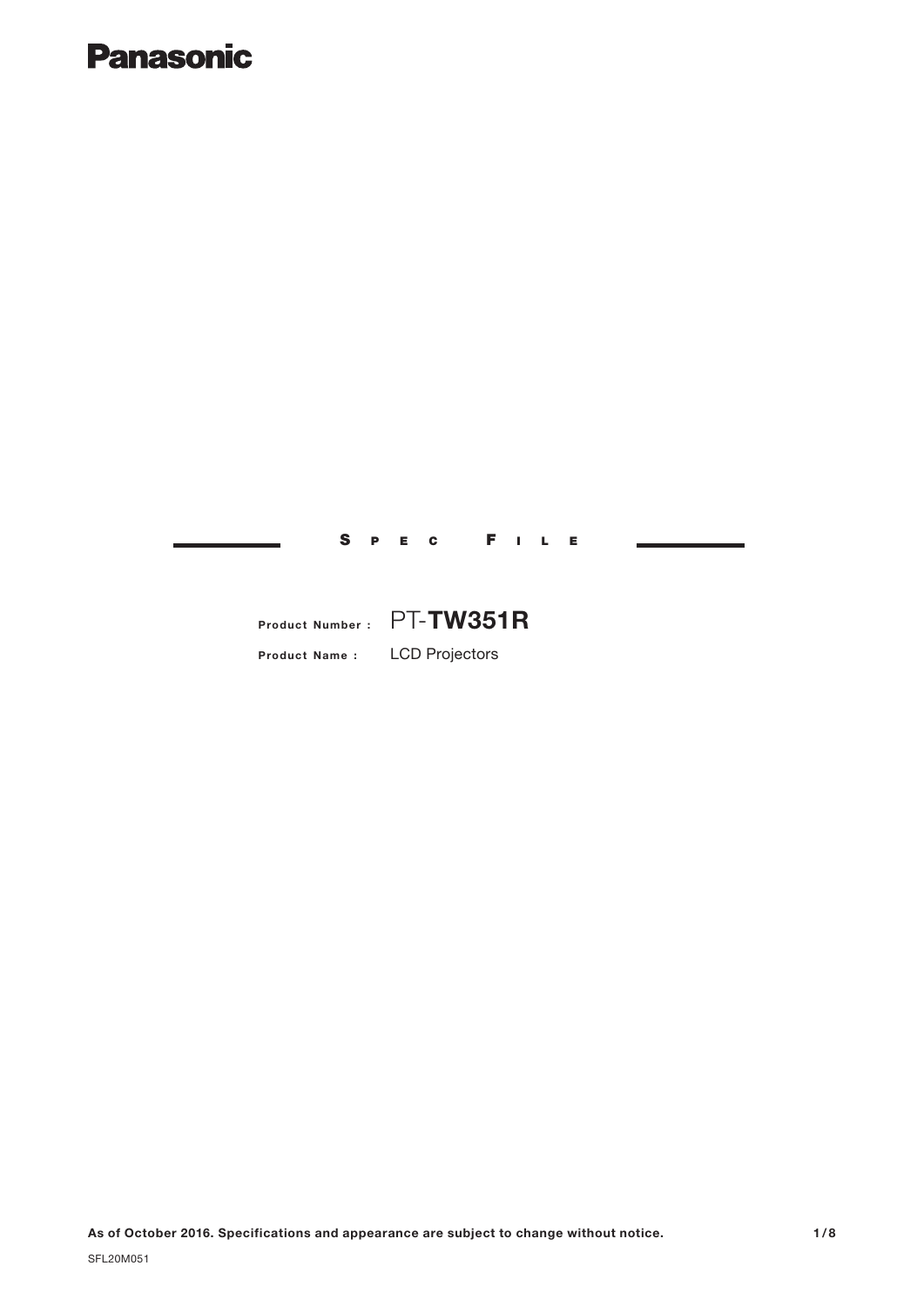**Panasonic**

# SPEC FILE

**Product Number :** PT-**TW351R**

**Product Name :** LCD Projectors

**As of October 2016. Specifications and appearance are subject to change without notice.**

SFL20M051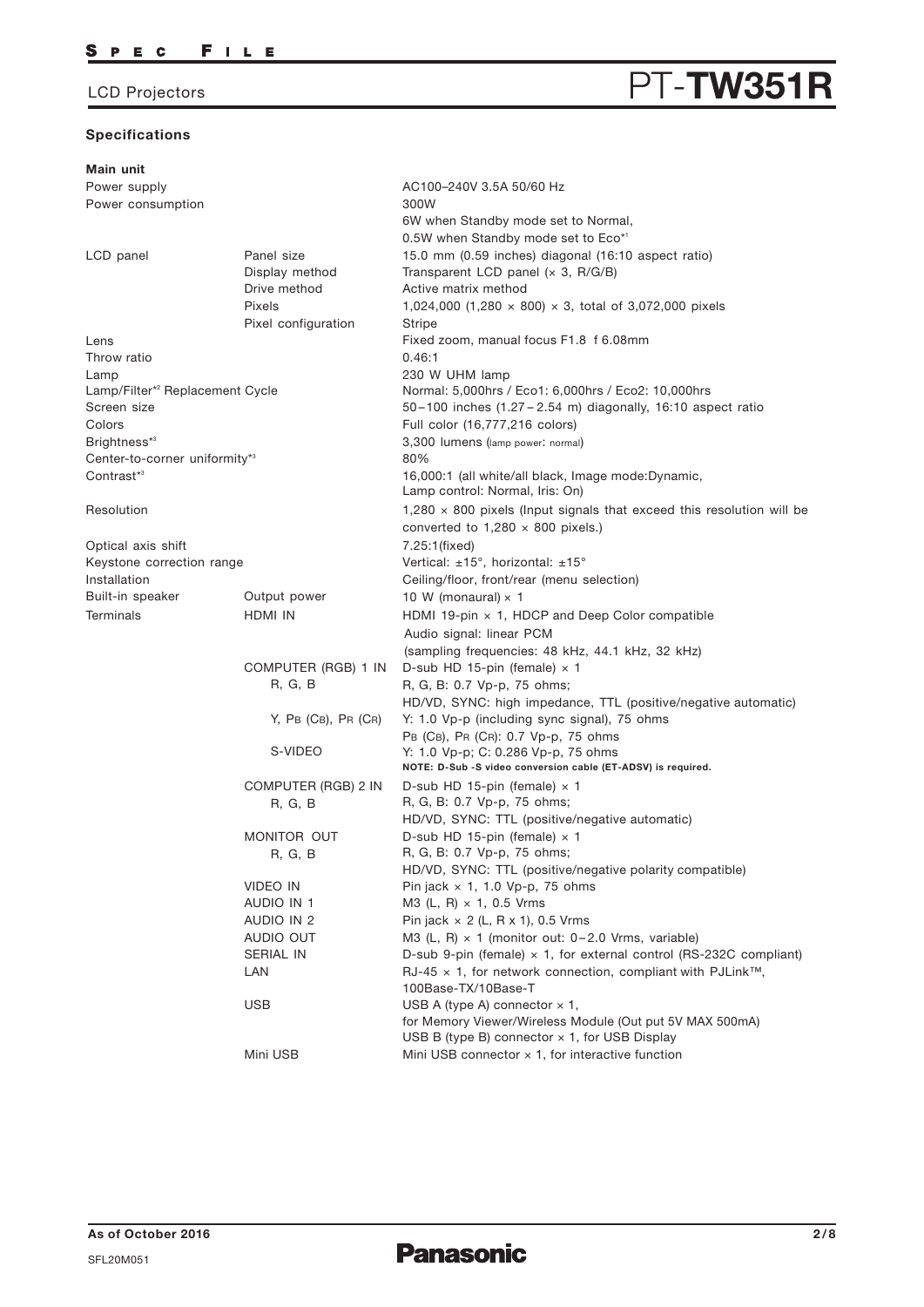## Specifications

### Main unit

| | | |
|---|---|---|
| Power supply | | AC100–240V 3.5A 50/60 Hz |
| Power consumption | | 300W<br>6W when Standby mode set to Normal,<br>0.5W when Standby mode set to Eco*1 |
| LCD panel | Panel size | 15.0 mm (0.59 inches) diagonal (16:10 aspect ratio) |
| | Display method | Transparent LCD panel (× 3, R/G/B) |
| | Drive method | Active matrix method |
| | Pixels | 1,024,000 (1,280 × 800) × 3, total of 3,072,000 pixels |
| | Pixel configuration | Stripe |
| Lens | | Fixed zoom, manual focus F1.8 f 6.08mm |
| Throw ratio | | 0.46:1 |
| Lamp | | 230 W UHM lamp |
| Lamp/Filter*2 Replacement Cycle | | Normal: 5,000hrs / Eco1: 6,000hrs / Eco2: 10,000hrs |
| Screen size | | 50 – 100 inches (1.27 – 2.54 m) diagonally, 16:10 aspect ratio |
| Colors | | Full color (16,777,216 colors) |
| Brightness*3 | | 3,300 lumens (lamp power: normal) |
| Center-to-corner uniformity*3 | | 80% |
| Contrast*3 | | 16,000:1 (all white/all black, Image mode:Dynamic,<br>Lamp control: Normal, Iris: On) |
| Resolution | | 1,280 × 800 pixels (Input signals that exceed this resolution will be converted to 1,280 × 800 pixels.) |
| Optical axis shift | | 7.25:1(fixed) |
| Keystone correction range | | Vertical: ±15°, horizontal: ±15° |
| Installation | | Ceiling/floor, front/rear (menu selection) |
| Built-in speaker | Output power | 10 W (monaural) × 1 |
| Terminals | HDMI IN | HDMI 19-pin × 1, HDCP and Deep Color compatible<br>Audio signal: linear PCM<br>(sampling frequencies: 48 kHz, 44.1 kHz, 32 kHz) |
| | COMPUTER (RGB) 1 IN | D-sub HD 15-pin (female) × 1 |
| | R, G, B | R, G, B: 0.7 Vp-p, 75 ohms;<br>HD/VD, SYNC: high impedance, TTL (positive/negative automatic) |
| | Y, PB (CB), PR (CR) | Y: 1.0 Vp-p (including sync signal), 75 ohms<br>PB (CB), PR (CR): 0.7 Vp-p, 75 ohms |
| | S-VIDEO | Y: 1.0 Vp-p; C: 0.286 Vp-p, 75 ohms<br>**NOTE: D-Sub -S video conversion cable (ET-ADSV) is required.** |
| | COMPUTER (RGB) 2 IN | D-sub HD 15-pin (female) × 1 |
| | R, G, B | R, G, B: 0.7 Vp-p, 75 ohms;<br>HD/VD, SYNC: TTL (positive/negative automatic) |
| | MONITOR OUT | D-sub HD 15-pin (female) × 1 |
| | R, G, B | R, G, B: 0.7 Vp-p, 75 ohms;<br>HD/VD, SYNC: TTL (positive/negative polarity compatible) |
| | VIDEO IN | Pin jack × 1, 1.0 Vp-p, 75 ohms |
| | AUDIO IN 1 | M3 (L, R) × 1, 0.5 Vrms |
| | AUDIO IN 2 | Pin jack × 2 (L, R x 1), 0.5 Vrms |
| | AUDIO OUT | M3 (L, R) × 1 (monitor out: 0 – 2.0 Vrms, variable) |
| | SERIAL IN | D-sub 9-pin (female) × 1, for external control (RS-232C compliant) |
| | LAN | RJ-45 × 1, for network connection, compliant with PJLink™,<br>100Base-TX/10Base-T |
| | USB | USB A (type A) connector × 1,<br>for Memory Viewer/Wireless Module (Out put 5V MAX 500mA)<br>USB B (type B) connector × 1, for USB Display |
| | Mini USB | Mini USB connector × 1, for interactive function |

As of October 2016

SFL20M051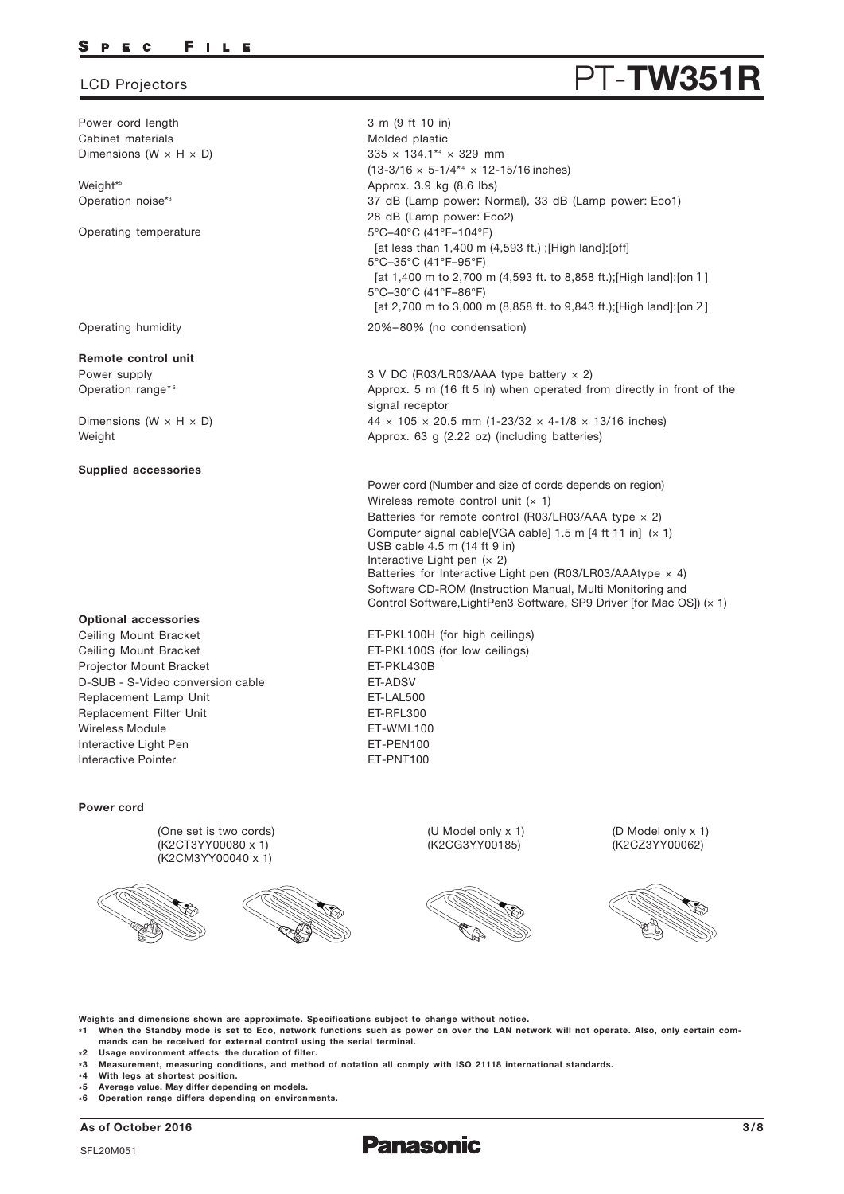# PT-TW351R

LCD Projectors

| | |
|---|---|
| Power cord length | 3 m (9 ft 10 in) |
| Cabinet materials | Molded plastic |
| Dimensions (W × H × D) | 335 × 134.1*4 × 329 mm (13-3/16 × 5-1/4*4 × 12-15/16 inches) |
| Weight*5 | Approx. 3.9 kg (8.6 lbs) |
| Operation noise*3 | 37 dB (Lamp power: Normal), 33 dB (Lamp power: Eco1) 28 dB (Lamp power: Eco2) |
| Operating temperature | 5°C–40°C (41°F–104°F) [at less than 1,400 m (4,593 ft.) ;[High land]:[off] 5°C–35°C (41°F–95°F) [at 1,400 m to 2,700 m (4,593 ft. to 8,858 ft.);[High land]:[on 1] 5°C–30°C (41°F–86°F) [at 2,700 m to 3,000 m (8,858 ft. to 9,843 ft.);[High land]:[on 2] |
| Operating humidity | 20%–80% (no condensation) |

**Remote control unit**

| | |
|---|---|
| Power supply | 3 V DC (R03/LR03/AAA type battery × 2) |
| Operation range*6 | Approx. 5 m (16 ft 5 in) when operated from directly in front of the signal receptor |
| Dimensions (W × H × D) | 44 × 105 × 20.5 mm (1-23/32 × 4-1/8 × 13/16 inches) |
| Weight | Approx. 63 g (2.22 oz) (including batteries) |

**Supplied accessories**

Power cord (Number and size of cords depends on region)
Wireless remote control unit (× 1)
Batteries for remote control (R03/LR03/AAA type × 2)
Computer signal cable[VGA cable] 1.5 m [4 ft 11 in] (× 1)
USB cable 4.5 m (14 ft 9 in)
Interactive Light pen (× 2)
Batteries for Interactive Light pen (R03/LR03/AAAtype × 4)
Software CD-ROM (Instruction Manual, Multi Monitoring and Control Software,LightPen3 Software, SP9 Driver [for Mac OS]) (× 1)

**Optional accessories**

| | |
|---|---|
| Ceiling Mount Bracket | ET-PKL100H (for high ceilings) |
| Ceiling Mount Bracket | ET-PKL100S (for low ceilings) |
| Projector Mount Bracket | ET-PKL430B |
| D-SUB - S-Video conversion cable | ET-ADSV |
| Replacement Lamp Unit | ET-LAL500 |
| Replacement Filter Unit | ET-RFL300 |
| Wireless Module | ET-WML100 |
| Interactive Light Pen | ET-PEN100 |
| Interactive Pointer | ET-PNT100 |

**Power cord**

(One set is two cords)
(K2CT3YY00080 x 1)
(K2CM3YY00040 x 1)

(U Model only x 1)
(K2CG3YY00185)

(D Model only x 1)
(K2CZ3YY00062)

**Weights and dimensions shown are approximate. Specifications subject to change without notice.**

- *1 When the Standby mode is set to Eco, network functions such as power on over the LAN network will not operate. Also, only certain commands can be received for external control using the serial terminal.
- *2 Usage environment affects the duration of filter.
- *3 Measurement, measuring conditions, and method of notation all comply with ISO 21118 international standards.
- *4 With legs at shortest position.
- *5 Average value. May differ depending on models.
- *6 Operation range differs depending on environments.

As of October 2016

SFL20M051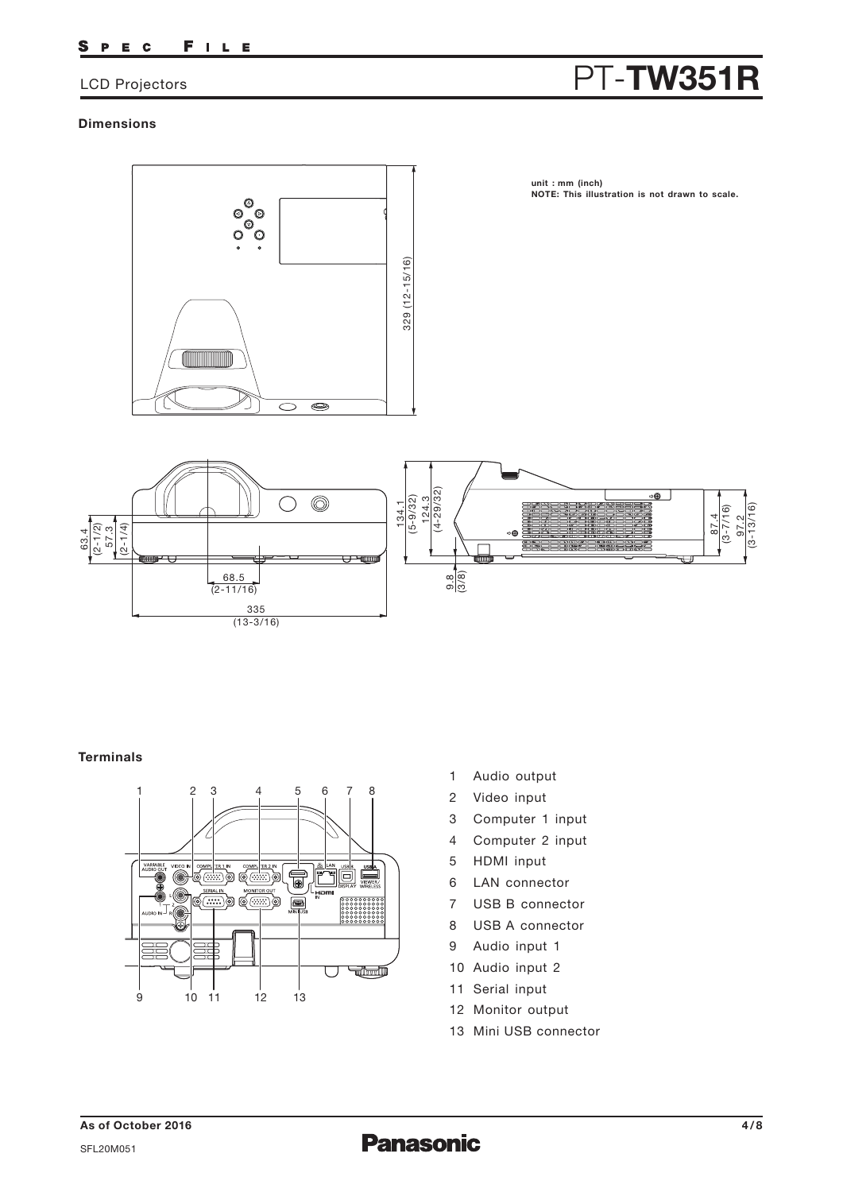# PT-TW351R

LCD Projectors

## Dimensions

unit : mm (inch)
NOTE: This illustration is not drawn to scale.

## Terminals

1 Audio output
2 Video input
3 Computer 1 input
4 Computer 2 input
5 HDMI input
6 LAN connector
7 USB B connector
8 USB A connector
9 Audio input 1
10 Audio input 2
11 Serial input
12 Monitor output
13 Mini USB connector

As of October 2016

SFL20M051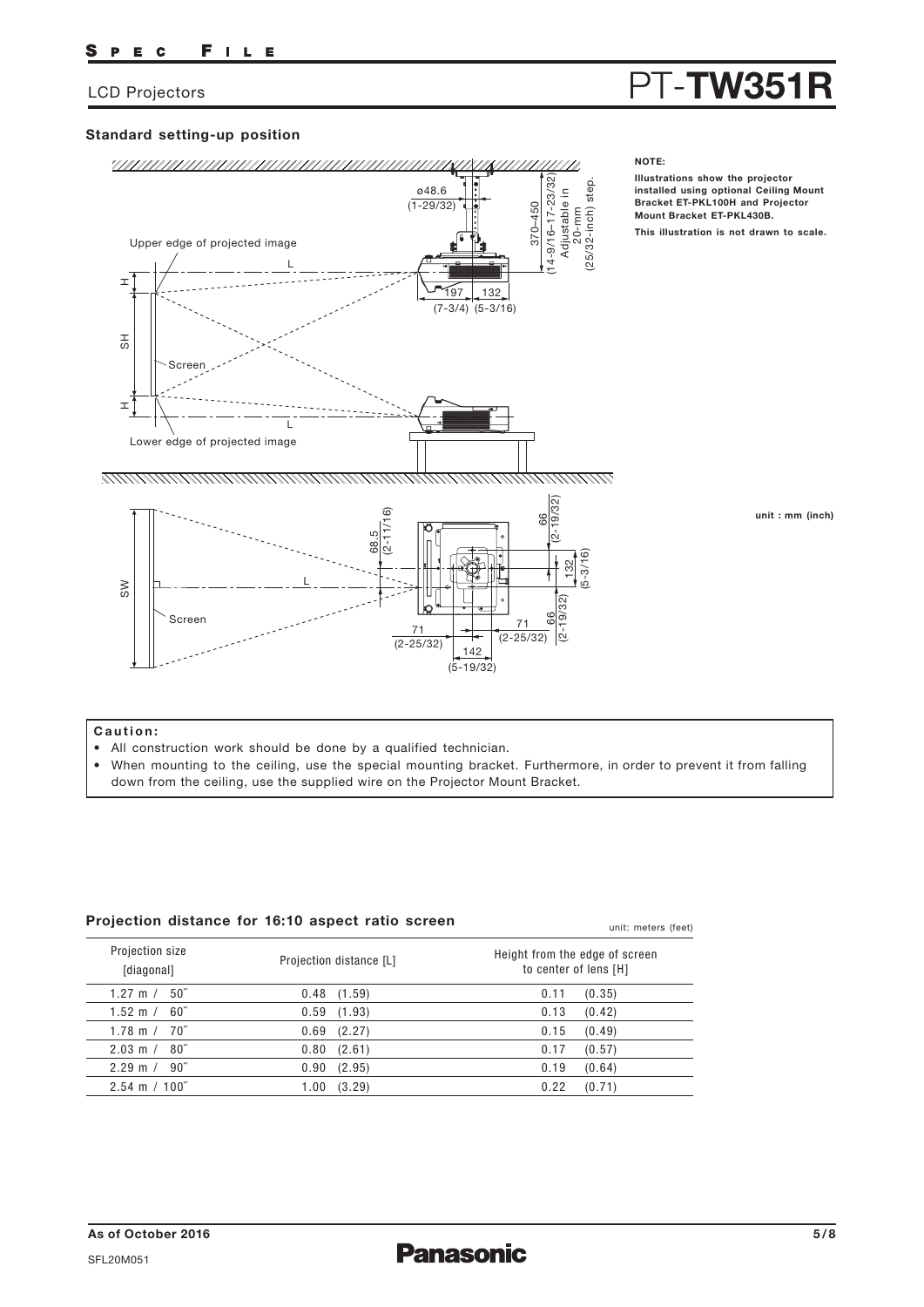# PT-TW351R

LCD Projectors

## Standard setting-up position

Upper edge of projected image

L

H

SH

Screen

H

L

Lower edge of projected image

ø48.6 (1-29/32)

370–450 (14-9/16–17-23/32) Adjustable in 20-mm (25/32-inch) step.

197 (7-3/4) 132 (5-3/16)

SW

Screen

L

68.5 (2-11/16)

66 (2-19/32)

132 (5-3/16)

66 (2-19/32)

71 (2-25/32)

71 (2-25/32)

142 (5-19/32)

**NOTE:**

**Illustrations show the projector installed using optional Ceiling Mount Bracket ET-PKL100H and Projector Mount Bracket ET-PKL430B.**

**This illustration is not drawn to scale.**

**unit : mm (inch)**

**Caution:**

- All construction work should be done by a qualified technician.
- When mounting to the ceiling, use the special mounting bracket. Furthermore, in order to prevent it from falling down from the ceiling, use the supplied wire on the Projector Mount Bracket.

### Projection distance for 16:10 aspect ratio screen

unit: meters (feet)

| Projection size [diagonal] | Projection distance [L] | Height from the edge of screen to center of lens [H] |
|---|---|---|
| 1.27 m / 50″ | 0.48 (1.59) | 0.11 (0.35) |
| 1.52 m / 60″ | 0.59 (1.93) | 0.13 (0.42) |
| 1.78 m / 70″ | 0.69 (2.27) | 0.15 (0.49) |
| 2.03 m / 80″ | 0.80 (2.61) | 0.17 (0.57) |
| 2.29 m / 90″ | 0.90 (2.95) | 0.19 (0.64) |
| 2.54 m / 100″ | 1.00 (3.29) | 0.22 (0.71) |

As of October 2016

SFL20M051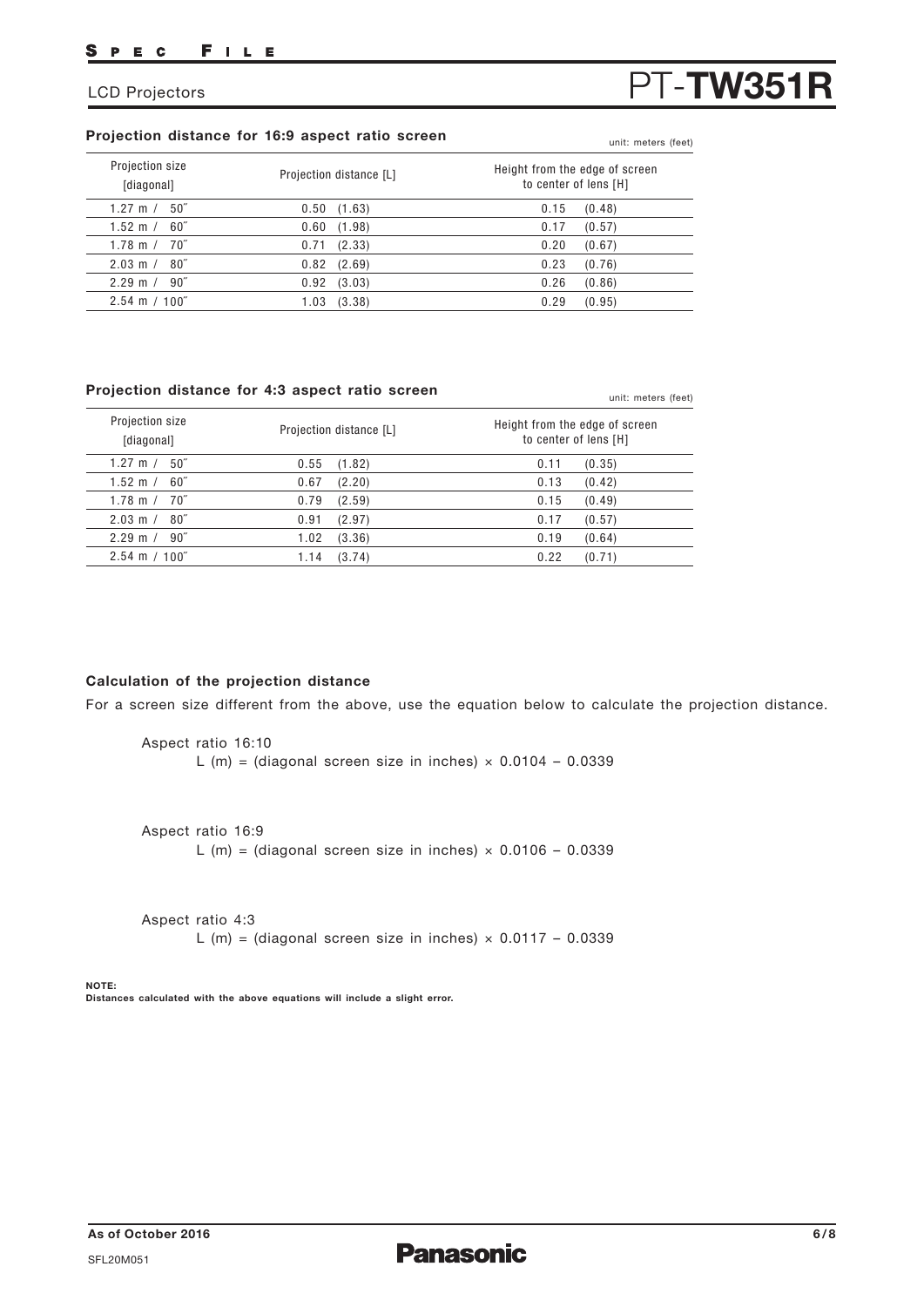## Projection distance for 16:9 aspect ratio screen

unit: meters (feet)

| Projection size [diagonal] | Projection distance [L] | Height from the edge of screen to center of lens [H] |
|---|---|---|
| 1.27 m / 50″ | 0.50 (1.63) | 0.15 (0.48) |
| 1.52 m / 60″ | 0.60 (1.98) | 0.17 (0.57) |
| 1.78 m / 70″ | 0.71 (2.33) | 0.20 (0.67) |
| 2.03 m / 80″ | 0.82 (2.69) | 0.23 (0.76) |
| 2.29 m / 90″ | 0.92 (3.03) | 0.26 (0.86) |
| 2.54 m / 100″ | 1.03 (3.38) | 0.29 (0.95) |

## Projection distance for 4:3 aspect ratio screen

unit: meters (feet)

| Projection size [diagonal] | Projection distance [L] | Height from the edge of screen to center of lens [H] |
|---|---|---|
| 1.27 m / 50″ | 0.55 (1.82) | 0.11 (0.35) |
| 1.52 m / 60″ | 0.67 (2.20) | 0.13 (0.42) |
| 1.78 m / 70″ | 0.79 (2.59) | 0.15 (0.49) |
| 2.03 m / 80″ | 0.91 (2.97) | 0.17 (0.57) |
| 2.29 m / 90″ | 1.02 (3.36) | 0.19 (0.64) |
| 2.54 m / 100″ | 1.14 (3.74) | 0.22 (0.71) |

## Calculation of the projection distance

For a screen size different from the above, use the equation below to calculate the projection distance.

Aspect ratio 16:10

L (m) = (diagonal screen size in inches) × 0.0104 – 0.0339

Aspect ratio 16:9

L (m) = (diagonal screen size in inches) × 0.0106 – 0.0339

Aspect ratio 4:3

L (m) = (diagonal screen size in inches) × 0.0117 – 0.0339

**NOTE:**
**Distances calculated with the above equations will include a slight error.**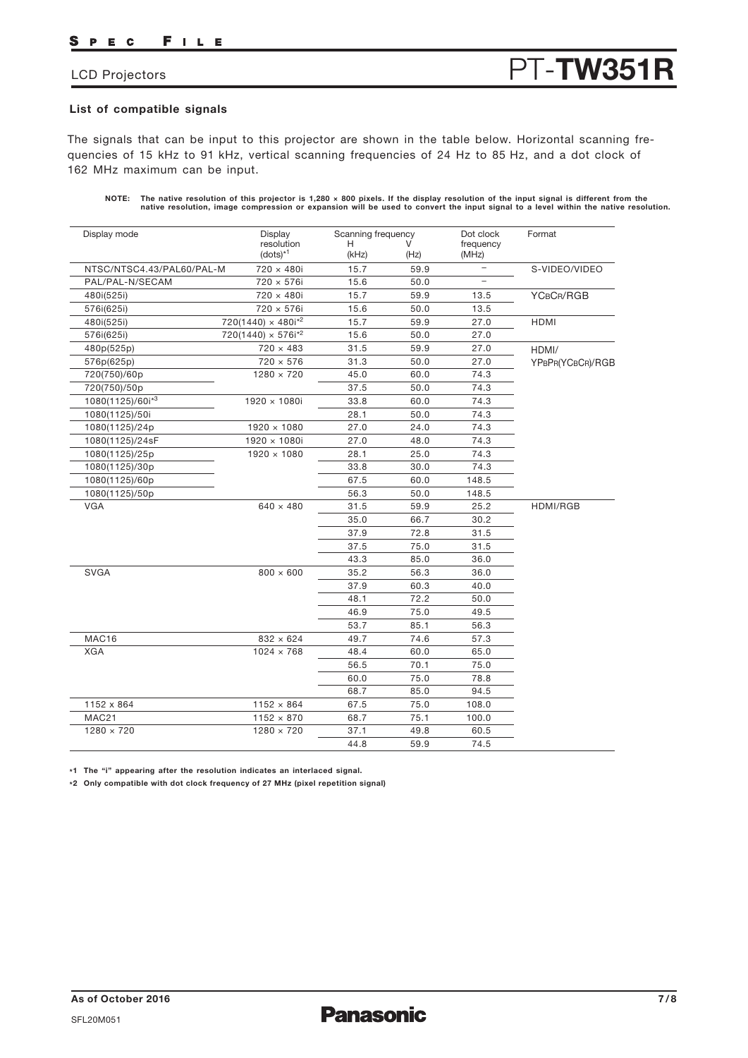## List of compatible signals

The signals that can be input to this projector are shown in the table below. Horizontal scanning frequencies of 15 kHz to 91 kHz, vertical scanning frequencies of 24 Hz to 85 Hz, and a dot clock of 162 MHz maximum can be input.

**NOTE: The native resolution of this projector is 1,280 × 800 pixels. If the display resolution of the input signal is different from the native resolution, image compression or expansion will be used to convert the input signal to a level within the native resolution.**

| Display mode | Display resolution (dots)*1 | Scanning frequency H (kHz) | Scanning frequency V (Hz) | Dot clock frequency (MHz) | Format |
|---|---|---|---|---|---|
| NTSC/NTSC4.43/PAL60/PAL-M | 720 × 480i | 15.7 | 59.9 | – | S-VIDEO/VIDEO |
| PAL/PAL-N/SECAM | 720 × 576i | 15.6 | 50.0 | – | |
| 480i(525i) | 720 × 480i | 15.7 | 59.9 | 13.5 | YCBCR/RGB |
| 576i(625i) | 720 × 576i | 15.6 | 50.0 | 13.5 | |
| 480i(525i) | 720(1440) × 480i*2 | 15.7 | 59.9 | 27.0 | HDMI |
| 576i(625i) | 720(1440) × 576i*2 | 15.6 | 50.0 | 27.0 | |
| 480p(525p) | 720 × 483 | 31.5 | 59.9 | 27.0 | HDMI/ YPBPR(YCBCR)/RGB |
| 576p(625p) | 720 × 576 | 31.3 | 50.0 | 27.0 | |
| 720(750)/60p | 1280 × 720 | 45.0 | 60.0 | 74.3 | |
| 720(750)/50p | | 37.5 | 50.0 | 74.3 | |
| 1080(1125)/60i*3 | 1920 × 1080i | 33.8 | 60.0 | 74.3 | |
| 1080(1125)/50i | | 28.1 | 50.0 | 74.3 | |
| 1080(1125)/24p | 1920 × 1080 | 27.0 | 24.0 | 74.3 | |
| 1080(1125)/24sF | 1920 × 1080i | 27.0 | 48.0 | 74.3 | |
| 1080(1125)/25p | 1920 × 1080 | 28.1 | 25.0 | 74.3 | |
| 1080(1125)/30p | | 33.8 | 30.0 | 74.3 | |
| 1080(1125)/60p | | 67.5 | 60.0 | 148.5 | |
| 1080(1125)/50p | | 56.3 | 50.0 | 148.5 | |
| VGA | 640 × 480 | 31.5 | 59.9 | 25.2 | HDMI/RGB |
| | | 35.0 | 66.7 | 30.2 | |
| | | 37.9 | 72.8 | 31.5 | |
| | | 37.5 | 75.0 | 31.5 | |
| | | 43.3 | 85.0 | 36.0 | |
| SVGA | 800 × 600 | 35.2 | 56.3 | 36.0 | |
| | | 37.9 | 60.3 | 40.0 | |
| | | 48.1 | 72.2 | 50.0 | |
| | | 46.9 | 75.0 | 49.5 | |
| | | 53.7 | 85.1 | 56.3 | |
| MAC16 | 832 × 624 | 49.7 | 74.6 | 57.3 | |
| XGA | 1024 × 768 | 48.4 | 60.0 | 65.0 | |
| | | 56.5 | 70.1 | 75.0 | |
| | | 60.0 | 75.0 | 78.8 | |
| | | 68.7 | 85.0 | 94.5 | |
| 1152 x 864 | 1152 × 864 | 67.5 | 75.0 | 108.0 | |
| MAC21 | 1152 × 870 | 68.7 | 75.1 | 100.0 | |
| 1280 × 720 | 1280 × 720 | 37.1 | 49.8 | 60.5 | |
| | | 44.8 | 59.9 | 74.5 | |

*1 The "i" appearing after the resolution indicates an interlaced signal.

*2 Only compatible with dot clock frequency of 27 MHz (pixel repetition signal)

As of October 2016

SFL20M051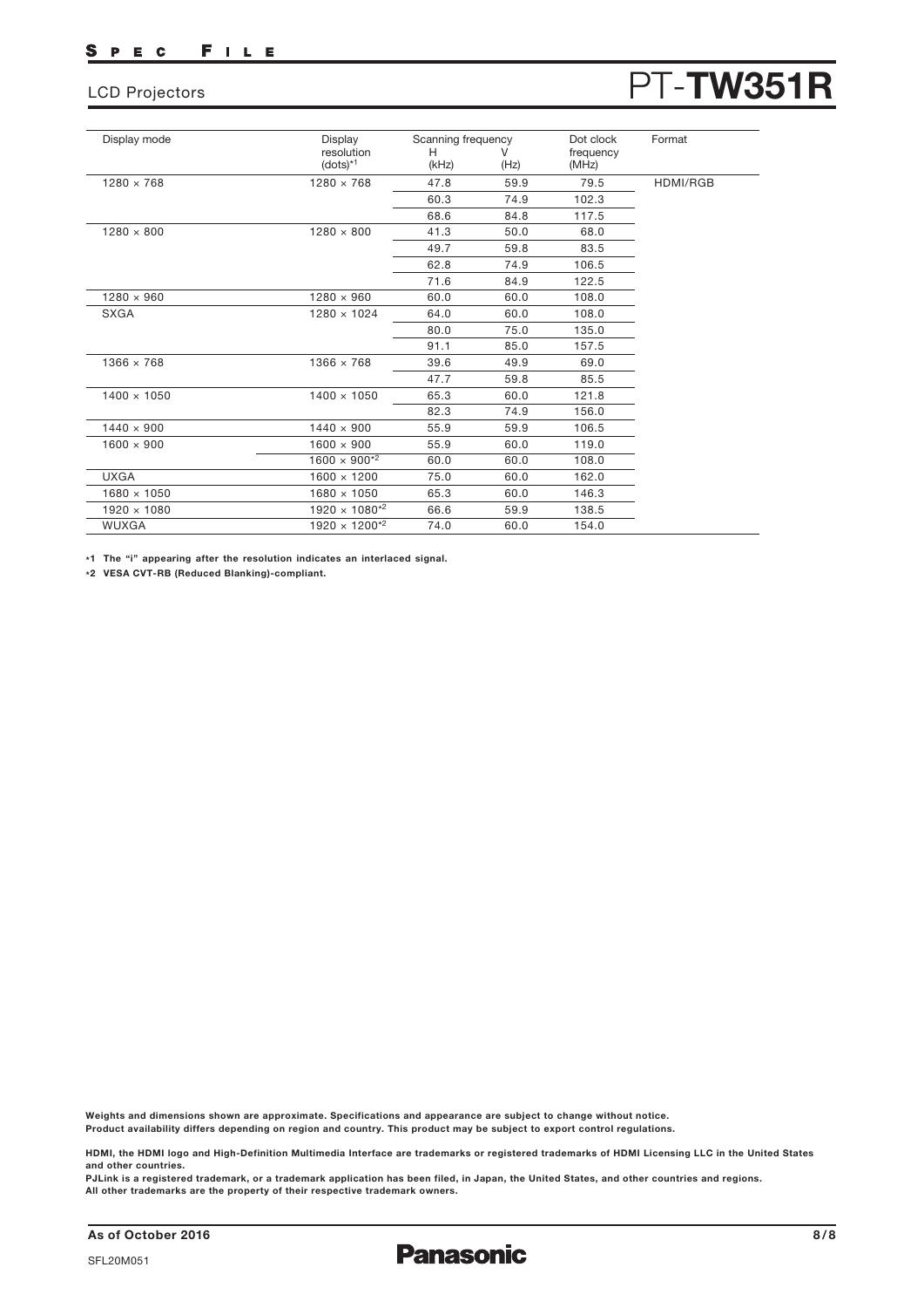| Display mode | Display resolution (dots)*1 | Scanning frequency H (kHz) | Scanning frequency V (Hz) | Dot clock frequency (MHz) | Format |
|---|---|---|---|---|---|
| 1280 × 768 | 1280 × 768 | 47.8 | 59.9 | 79.5 | HDMI/RGB |
| | | 60.3 | 74.9 | 102.3 | |
| | | 68.6 | 84.8 | 117.5 | |
| 1280 × 800 | 1280 × 800 | 41.3 | 50.0 | 68.0 | |
| | | 49.7 | 59.8 | 83.5 | |
| | | 62.8 | 74.9 | 106.5 | |
| | | 71.6 | 84.9 | 122.5 | |
| 1280 × 960 | 1280 × 960 | 60.0 | 60.0 | 108.0 | |
| SXGA | 1280 × 1024 | 64.0 | 60.0 | 108.0 | |
| | | 80.0 | 75.0 | 135.0 | |
| | | 91.1 | 85.0 | 157.5 | |
| 1366 × 768 | 1366 × 768 | 39.6 | 49.9 | 69.0 | |
| | | 47.7 | 59.8 | 85.5 | |
| 1400 × 1050 | 1400 × 1050 | 65.3 | 60.0 | 121.8 | |
| | | 82.3 | 74.9 | 156.0 | |
| 1440 × 900 | 1440 × 900 | 55.9 | 59.9 | 106.5 | |
| 1600 × 900 | 1600 × 900 | 55.9 | 60.0 | 119.0 | |
| | 1600 × 900*2 | 60.0 | 60.0 | 108.0 | |
| UXGA | 1600 × 1200 | 75.0 | 60.0 | 162.0 | |
| 1680 × 1050 | 1680 × 1050 | 65.3 | 60.0 | 146.3 | |
| 1920 × 1080 | 1920 × 1080*2 | 66.6 | 59.9 | 138.5 | |
| WUXGA | 1920 × 1200*2 | 74.0 | 60.0 | 154.0 | |

**\*1 The "i" appearing after the resolution indicates an interlaced signal.**

**\*2 VESA CVT-RB (Reduced Blanking)-compliant.**

**Weights and dimensions shown are approximate. Specifications and appearance are subject to change without notice.**
**Product availability differs depending on region and country. This product may be subject to export control regulations.**

**HDMI, the HDMI logo and High-Definition Multimedia Interface are trademarks or registered trademarks of HDMI Licensing LLC in the United States and other countries.**
**PJLink is a registered trademark, or a trademark application has been filed, in Japan, the United States, and other countries and regions.**
**All other trademarks are the property of their respective trademark owners.**

**As of October 2016**

SFL20M051